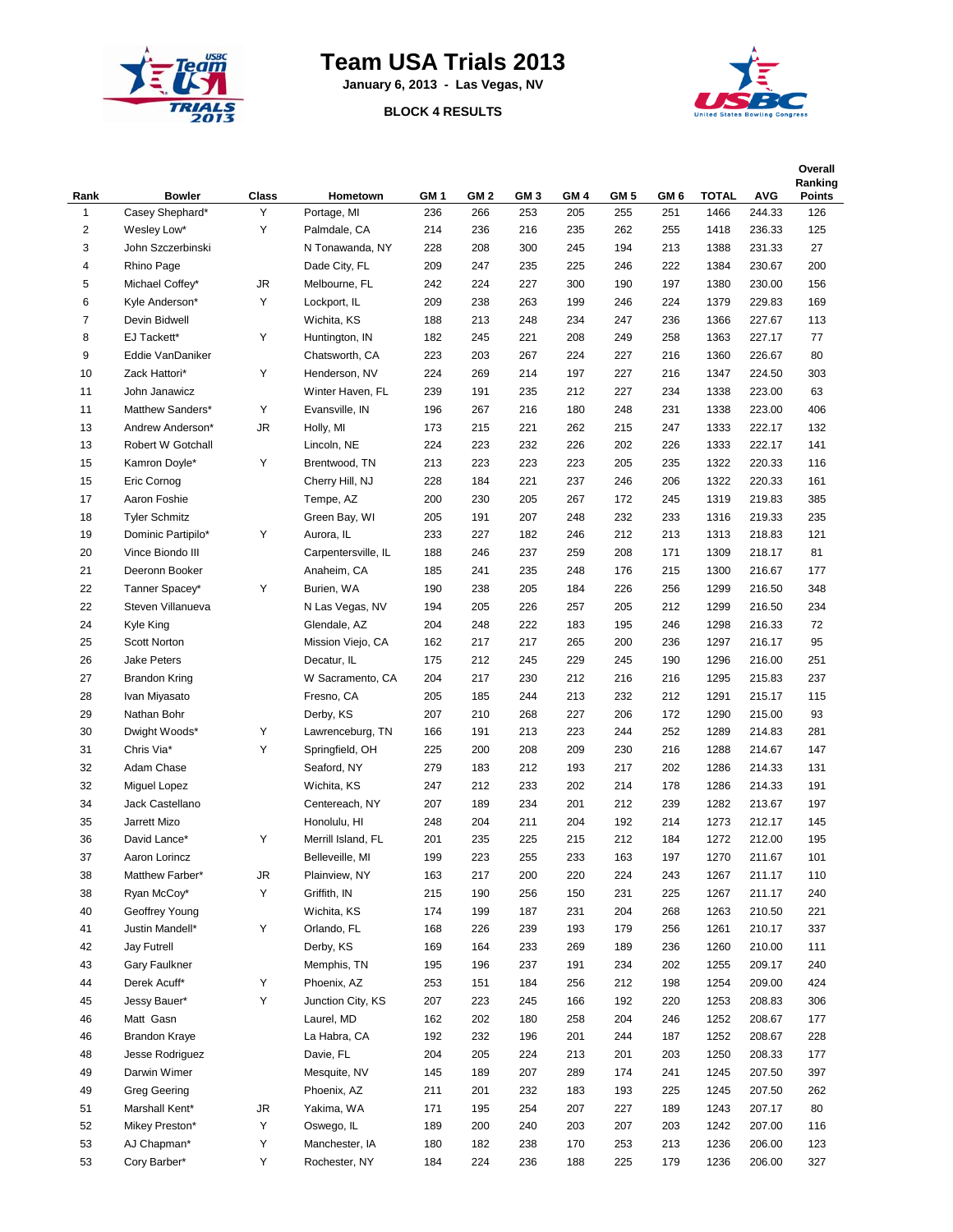# Team USA Trials 2013

**January 6, 2013 - Las Vegas, NV**

**BLOCK 4 RESULTS**

| Rank | Bowler | Class | Hometown | GM 1 | GM 2 | GM 3 | GM 4 | GM 5 | GM 6 | TOTAL | AVG | Overall Ranking Points |
|---|---|---|---|---|---|---|---|---|---|---|---|---|
| 1 | Casey Shephard* | Y | Portage, MI | 236 | 266 | 253 | 205 | 255 | 251 | 1466 | 244.33 | 126 |
| 2 | Wesley Low* | Y | Palmdale, CA | 214 | 236 | 216 | 235 | 262 | 255 | 1418 | 236.33 | 125 |
| 3 | John Szczerbinski | | N Tonawanda, NY | 228 | 208 | 300 | 245 | 194 | 213 | 1388 | 231.33 | 27 |
| 4 | Rhino Page | | Dade City, FL | 209 | 247 | 235 | 225 | 246 | 222 | 1384 | 230.67 | 200 |
| 5 | Michael Coffey* | JR | Melbourne, FL | 242 | 224 | 227 | 300 | 190 | 197 | 1380 | 230.00 | 156 |
| 6 | Kyle Anderson* | Y | Lockport, IL | 209 | 238 | 263 | 199 | 246 | 224 | 1379 | 229.83 | 169 |
| 7 | Devin Bidwell | | Wichita, KS | 188 | 213 | 248 | 234 | 247 | 236 | 1366 | 227.67 | 113 |
| 8 | EJ Tackett* | Y | Huntington, IN | 182 | 245 | 221 | 208 | 249 | 258 | 1363 | 227.17 | 77 |
| 9 | Eddie VanDaniker | | Chatsworth, CA | 223 | 203 | 267 | 224 | 227 | 216 | 1360 | 226.67 | 80 |
| 10 | Zack Hattori* | Y | Henderson, NV | 224 | 269 | 214 | 197 | 227 | 216 | 1347 | 224.50 | 303 |
| 11 | John Janawicz | | Winter Haven, FL | 239 | 191 | 235 | 212 | 227 | 234 | 1338 | 223.00 | 63 |
| 11 | Matthew Sanders* | Y | Evansville, IN | 196 | 267 | 216 | 180 | 248 | 231 | 1338 | 223.00 | 406 |
| 13 | Andrew Anderson* | JR | Holly, MI | 173 | 215 | 221 | 262 | 215 | 247 | 1333 | 222.17 | 132 |
| 13 | Robert W Gotchall | | Lincoln, NE | 224 | 223 | 232 | 226 | 202 | 226 | 1333 | 222.17 | 141 |
| 15 | Kamron Doyle* | Y | Brentwood, TN | 213 | 223 | 223 | 223 | 205 | 235 | 1322 | 220.33 | 116 |
| 15 | Eric Cornog | | Cherry Hill, NJ | 228 | 184 | 221 | 237 | 246 | 206 | 1322 | 220.33 | 161 |
| 17 | Aaron Foshie | | Tempe, AZ | 200 | 230 | 205 | 267 | 172 | 245 | 1319 | 219.83 | 385 |
| 18 | Tyler Schmitz | | Green Bay, WI | 205 | 191 | 207 | 248 | 232 | 233 | 1316 | 219.33 | 235 |
| 19 | Dominic Partipilo* | Y | Aurora, IL | 233 | 227 | 182 | 246 | 212 | 213 | 1313 | 218.83 | 121 |
| 20 | Vince Biondo III | | Carpentersville, IL | 188 | 246 | 237 | 259 | 208 | 171 | 1309 | 218.17 | 81 |
| 21 | Deeronn Booker | | Anaheim, CA | 185 | 241 | 235 | 248 | 176 | 215 | 1300 | 216.67 | 177 |
| 22 | Tanner Spacey* | Y | Burien, WA | 190 | 238 | 205 | 184 | 226 | 256 | 1299 | 216.50 | 348 |
| 22 | Steven Villanueva | | N Las Vegas, NV | 194 | 205 | 226 | 257 | 205 | 212 | 1299 | 216.50 | 234 |
| 24 | Kyle King | | Glendale, AZ | 204 | 248 | 222 | 183 | 195 | 246 | 1298 | 216.33 | 72 |
| 25 | Scott Norton | | Mission Viejo, CA | 162 | 217 | 217 | 265 | 200 | 236 | 1297 | 216.17 | 95 |
| 26 | Jake Peters | | Decatur, IL | 175 | 212 | 245 | 229 | 245 | 190 | 1296 | 216.00 | 251 |
| 27 | Brandon Kring | | W Sacramento, CA | 204 | 217 | 230 | 212 | 216 | 216 | 1295 | 215.83 | 237 |
| 28 | Ivan Miyasato | | Fresno, CA | 205 | 185 | 244 | 213 | 232 | 212 | 1291 | 215.17 | 115 |
| 29 | Nathan Bohr | | Derby, KS | 207 | 210 | 268 | 227 | 206 | 172 | 1290 | 215.00 | 93 |
| 30 | Dwight Woods* | Y | Lawrenceburg, TN | 166 | 191 | 213 | 223 | 244 | 252 | 1289 | 214.83 | 281 |
| 31 | Chris Via* | Y | Springfield, OH | 225 | 200 | 208 | 209 | 230 | 216 | 1288 | 214.67 | 147 |
| 32 | Adam Chase | | Seaford, NY | 279 | 183 | 212 | 193 | 217 | 202 | 1286 | 214.33 | 131 |
| 32 | Miguel Lopez | | Wichita, KS | 247 | 212 | 233 | 202 | 214 | 178 | 1286 | 214.33 | 191 |
| 34 | Jack Castellano | | Centereach, NY | 207 | 189 | 234 | 201 | 212 | 239 | 1282 | 213.67 | 197 |
| 35 | Jarrett Mizo | | Honolulu, HI | 248 | 204 | 211 | 204 | 192 | 214 | 1273 | 212.17 | 145 |
| 36 | David Lance* | Y | Merrill Island, FL | 201 | 235 | 225 | 215 | 212 | 184 | 1272 | 212.00 | 195 |
| 37 | Aaron Lorincz | | Belleveille, MI | 199 | 223 | 255 | 233 | 163 | 197 | 1270 | 211.67 | 101 |
| 38 | Matthew Farber* | JR | Plainview, NY | 163 | 217 | 200 | 220 | 224 | 243 | 1267 | 211.17 | 110 |
| 38 | Ryan McCoy* | Y | Griffith, IN | 215 | 190 | 256 | 150 | 231 | 225 | 1267 | 211.17 | 240 |
| 40 | Geoffrey Young | | Wichita, KS | 174 | 199 | 187 | 231 | 204 | 268 | 1263 | 210.50 | 221 |
| 41 | Justin Mandell* | Y | Orlando, FL | 168 | 226 | 239 | 193 | 179 | 256 | 1261 | 210.17 | 337 |
| 42 | Jay Futrell | | Derby, KS | 169 | 164 | 233 | 269 | 189 | 236 | 1260 | 210.00 | 111 |
| 43 | Gary Faulkner | | Memphis, TN | 195 | 196 | 237 | 191 | 234 | 202 | 1255 | 209.17 | 240 |
| 44 | Derek Acuff* | Y | Phoenix, AZ | 253 | 151 | 184 | 256 | 212 | 198 | 1254 | 209.00 | 424 |
| 45 | Jessy Bauer* | Y | Junction City, KS | 207 | 223 | 245 | 166 | 192 | 220 | 1253 | 208.83 | 306 |
| 46 | Matt Gasn | | Laurel, MD | 162 | 202 | 180 | 258 | 204 | 246 | 1252 | 208.67 | 177 |
| 46 | Brandon Kraye | | La Habra, CA | 192 | 232 | 196 | 201 | 244 | 187 | 1252 | 208.67 | 228 |
| 48 | Jesse Rodriguez | | Davie, FL | 204 | 205 | 224 | 213 | 201 | 203 | 1250 | 208.33 | 177 |
| 49 | Darwin Wimer | | Mesquite, NV | 145 | 189 | 207 | 289 | 174 | 241 | 1245 | 207.50 | 397 |
| 49 | Greg Geering | | Phoenix, AZ | 211 | 201 | 232 | 183 | 193 | 225 | 1245 | 207.50 | 262 |
| 51 | Marshall Kent* | JR | Yakima, WA | 171 | 195 | 254 | 207 | 227 | 189 | 1243 | 207.17 | 80 |
| 52 | Mikey Preston* | Y | Oswego, IL | 189 | 200 | 240 | 203 | 207 | 203 | 1242 | 207.00 | 116 |
| 53 | AJ Chapman* | Y | Manchester, IA | 180 | 182 | 238 | 170 | 253 | 213 | 1236 | 206.00 | 123 |
| 53 | Cory Barber* | Y | Rochester, NY | 184 | 224 | 236 | 188 | 225 | 179 | 1236 | 206.00 | 327 |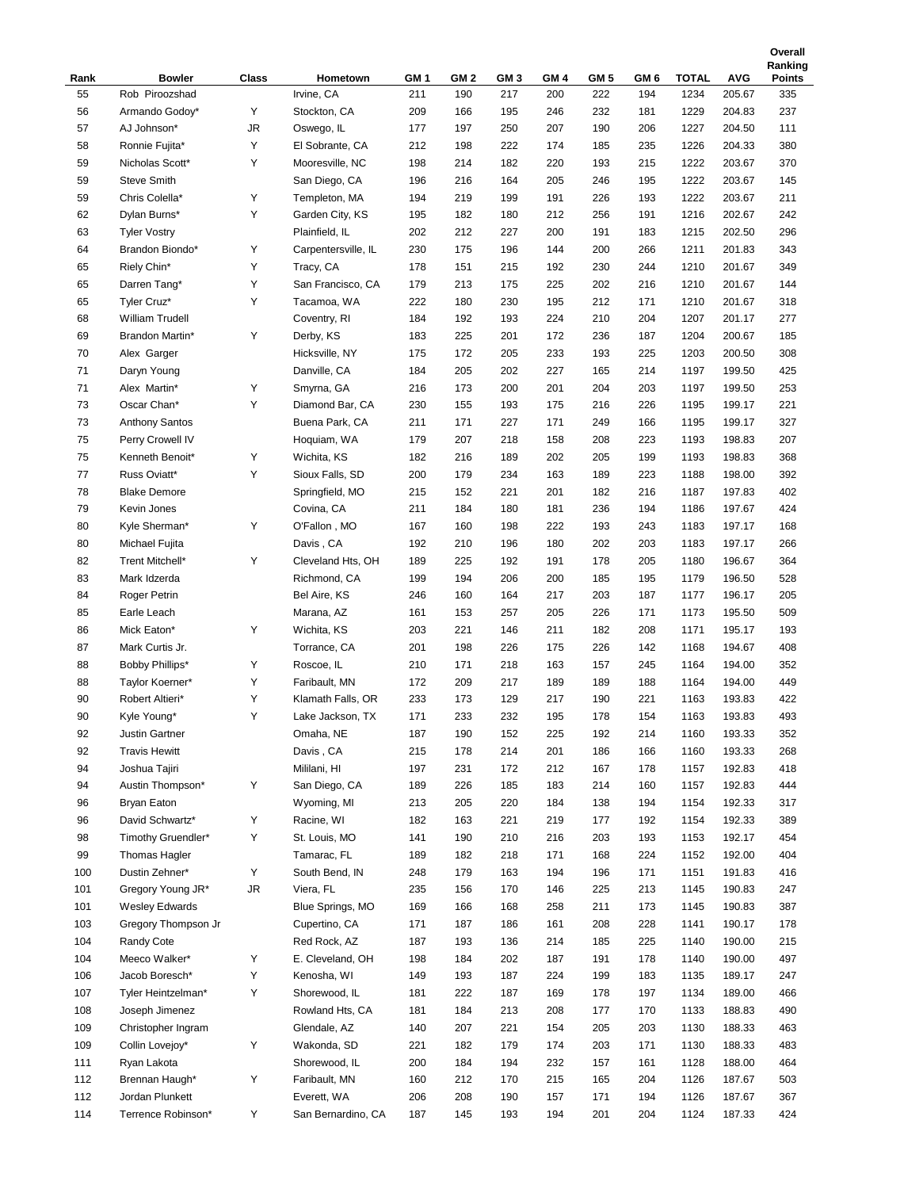| Rank | Bowler | Class | Hometown | GM 1 | GM 2 | GM 3 | GM 4 | GM 5 | GM 6 | TOTAL | AVG | Overall Ranking Points |
|---|---|---|---|---|---|---|---|---|---|---|---|---|
| 55 | Rob Piroozshad | | Irvine, CA | 211 | 190 | 217 | 200 | 222 | 194 | 1234 | 205.67 | 335 |
| 56 | Armando Godoy* | Y | Stockton, CA | 209 | 166 | 195 | 246 | 232 | 181 | 1229 | 204.83 | 237 |
| 57 | AJ Johnson* | JR | Oswego, IL | 177 | 197 | 250 | 207 | 190 | 206 | 1227 | 204.50 | 111 |
| 58 | Ronnie Fujita* | Y | El Sobrante, CA | 212 | 198 | 222 | 174 | 185 | 235 | 1226 | 204.33 | 380 |
| 59 | Nicholas Scott* | Y | Mooresville, NC | 198 | 214 | 182 | 220 | 193 | 215 | 1222 | 203.67 | 370 |
| 59 | Steve Smith | | San Diego, CA | 196 | 216 | 164 | 205 | 246 | 195 | 1222 | 203.67 | 145 |
| 59 | Chris Colella* | Y | Templeton, MA | 194 | 219 | 199 | 191 | 226 | 193 | 1222 | 203.67 | 211 |
| 62 | Dylan Burns* | Y | Garden City, KS | 195 | 182 | 180 | 212 | 256 | 191 | 1216 | 202.67 | 242 |
| 63 | Tyler Vostry | | Plainfield, IL | 202 | 212 | 227 | 200 | 191 | 183 | 1215 | 202.50 | 296 |
| 64 | Brandon Biondo* | Y | Carpentersville, IL | 230 | 175 | 196 | 144 | 200 | 266 | 1211 | 201.83 | 343 |
| 65 | Riely Chin* | Y | Tracy, CA | 178 | 151 | 215 | 192 | 230 | 244 | 1210 | 201.67 | 349 |
| 65 | Darren Tang* | Y | San Francisco, CA | 179 | 213 | 175 | 225 | 202 | 216 | 1210 | 201.67 | 144 |
| 65 | Tyler Cruz* | Y | Tacamoa, WA | 222 | 180 | 230 | 195 | 212 | 171 | 1210 | 201.67 | 318 |
| 68 | William Trudell | | Coventry, RI | 184 | 192 | 193 | 224 | 210 | 204 | 1207 | 201.17 | 277 |
| 69 | Brandon Martin* | Y | Derby, KS | 183 | 225 | 201 | 172 | 236 | 187 | 1204 | 200.67 | 185 |
| 70 | Alex Garger | | Hicksville, NY | 175 | 172 | 205 | 233 | 193 | 225 | 1203 | 200.50 | 308 |
| 71 | Daryn Young | | Danville, CA | 184 | 205 | 202 | 227 | 165 | 214 | 1197 | 199.50 | 425 |
| 71 | Alex Martin* | Y | Smyrna, GA | 216 | 173 | 200 | 201 | 204 | 203 | 1197 | 199.50 | 253 |
| 73 | Oscar Chan* | Y | Diamond Bar, CA | 230 | 155 | 193 | 175 | 216 | 226 | 1195 | 199.17 | 221 |
| 73 | Anthony Santos | | Buena Park, CA | 211 | 171 | 227 | 171 | 249 | 166 | 1195 | 199.17 | 327 |
| 75 | Perry Crowell IV | | Hoquiam, WA | 179 | 207 | 218 | 158 | 208 | 223 | 1193 | 198.83 | 207 |
| 75 | Kenneth Benoit* | Y | Wichita, KS | 182 | 216 | 189 | 202 | 205 | 199 | 1193 | 198.83 | 368 |
| 77 | Russ Oviatt* | Y | Sioux Falls, SD | 200 | 179 | 234 | 163 | 189 | 223 | 1188 | 198.00 | 392 |
| 78 | Blake Demore | | Springfield, MO | 215 | 152 | 221 | 201 | 182 | 216 | 1187 | 197.83 | 402 |
| 79 | Kevin Jones | | Covina, CA | 211 | 184 | 180 | 181 | 236 | 194 | 1186 | 197.67 | 424 |
| 80 | Kyle Sherman* | Y | O'Fallon , MO | 167 | 160 | 198 | 222 | 193 | 243 | 1183 | 197.17 | 168 |
| 80 | Michael Fujita | | Davis , CA | 192 | 210 | 196 | 180 | 202 | 203 | 1183 | 197.17 | 266 |
| 82 | Trent Mitchell* | Y | Cleveland Hts, OH | 189 | 225 | 192 | 191 | 178 | 205 | 1180 | 196.67 | 364 |
| 83 | Mark Idzerda | | Richmond, CA | 199 | 194 | 206 | 200 | 185 | 195 | 1179 | 196.50 | 528 |
| 84 | Roger Petrin | | Bel Aire, KS | 246 | 160 | 164 | 217 | 203 | 187 | 1177 | 196.17 | 205 |
| 85 | Earle Leach | | Marana, AZ | 161 | 153 | 257 | 205 | 226 | 171 | 1173 | 195.50 | 509 |
| 86 | Mick Eaton* | Y | Wichita, KS | 203 | 221 | 146 | 211 | 182 | 208 | 1171 | 195.17 | 193 |
| 87 | Mark Curtis Jr. | | Torrance, CA | 201 | 198 | 226 | 175 | 226 | 142 | 1168 | 194.67 | 408 |
| 88 | Bobby Phillips* | Y | Roscoe, IL | 210 | 171 | 218 | 163 | 157 | 245 | 1164 | 194.00 | 352 |
| 88 | Taylor Koerner* | Y | Faribault, MN | 172 | 209 | 217 | 189 | 189 | 188 | 1164 | 194.00 | 449 |
| 90 | Robert Altieri* | Y | Klamath Falls, OR | 233 | 173 | 129 | 217 | 190 | 221 | 1163 | 193.83 | 422 |
| 90 | Kyle Young* | Y | Lake Jackson, TX | 171 | 233 | 232 | 195 | 178 | 154 | 1163 | 193.83 | 493 |
| 92 | Justin Gartner | | Omaha, NE | 187 | 190 | 152 | 225 | 192 | 214 | 1160 | 193.33 | 352 |
| 92 | Travis Hewitt | | Davis , CA | 215 | 178 | 214 | 201 | 186 | 166 | 1160 | 193.33 | 268 |
| 94 | Joshua Tajiri | | Mililani, HI | 197 | 231 | 172 | 212 | 167 | 178 | 1157 | 192.83 | 418 |
| 94 | Austin Thompson* | Y | San Diego, CA | 189 | 226 | 185 | 183 | 214 | 160 | 1157 | 192.83 | 444 |
| 96 | Bryan Eaton | | Wyoming, MI | 213 | 205 | 220 | 184 | 138 | 194 | 1154 | 192.33 | 317 |
| 96 | David Schwartz* | Y | Racine, WI | 182 | 163 | 221 | 219 | 177 | 192 | 1154 | 192.33 | 389 |
| 98 | Timothy Gruendler* | Y | St. Louis, MO | 141 | 190 | 210 | 216 | 203 | 193 | 1153 | 192.17 | 454 |
| 99 | Thomas Hagler | | Tamarac, FL | 189 | 182 | 218 | 171 | 168 | 224 | 1152 | 192.00 | 404 |
| 100 | Dustin Zehner* | Y | South Bend, IN | 248 | 179 | 163 | 194 | 196 | 171 | 1151 | 191.83 | 416 |
| 101 | Gregory Young JR* | JR | Viera, FL | 235 | 156 | 170 | 146 | 225 | 213 | 1145 | 190.83 | 247 |
| 101 | Wesley Edwards | | Blue Springs, MO | 169 | 166 | 168 | 258 | 211 | 173 | 1145 | 190.83 | 387 |
| 103 | Gregory Thompson Jr | | Cupertino, CA | 171 | 187 | 186 | 161 | 208 | 228 | 1141 | 190.17 | 178 |
| 104 | Randy Cote | | Red Rock, AZ | 187 | 193 | 136 | 214 | 185 | 225 | 1140 | 190.00 | 215 |
| 104 | Meeco Walker* | Y | E. Cleveland, OH | 198 | 184 | 202 | 187 | 191 | 178 | 1140 | 190.00 | 497 |
| 106 | Jacob Boresch* | Y | Kenosha, WI | 149 | 193 | 187 | 224 | 199 | 183 | 1135 | 189.17 | 247 |
| 107 | Tyler Heintzelman* | Y | Shorewood, IL | 181 | 222 | 187 | 169 | 178 | 197 | 1134 | 189.00 | 466 |
| 108 | Joseph Jimenez | | Rowland Hts, CA | 181 | 184 | 213 | 208 | 177 | 170 | 1133 | 188.83 | 490 |
| 109 | Christopher Ingram | | Glendale, AZ | 140 | 207 | 221 | 154 | 205 | 203 | 1130 | 188.33 | 463 |
| 109 | Collin Lovejoy* | Y | Wakonda, SD | 221 | 182 | 179 | 174 | 203 | 171 | 1130 | 188.33 | 483 |
| 111 | Ryan Lakota | | Shorewood, IL | 200 | 184 | 194 | 232 | 157 | 161 | 1128 | 188.00 | 464 |
| 112 | Brennan Haugh* | Y | Faribault, MN | 160 | 212 | 170 | 215 | 165 | 204 | 1126 | 187.67 | 503 |
| 112 | Jordan Plunkett | | Everett, WA | 206 | 208 | 190 | 157 | 171 | 194 | 1126 | 187.67 | 367 |
| 114 | Terrence Robinson* | Y | San Bernardino, CA | 187 | 145 | 193 | 194 | 201 | 204 | 1124 | 187.33 | 424 |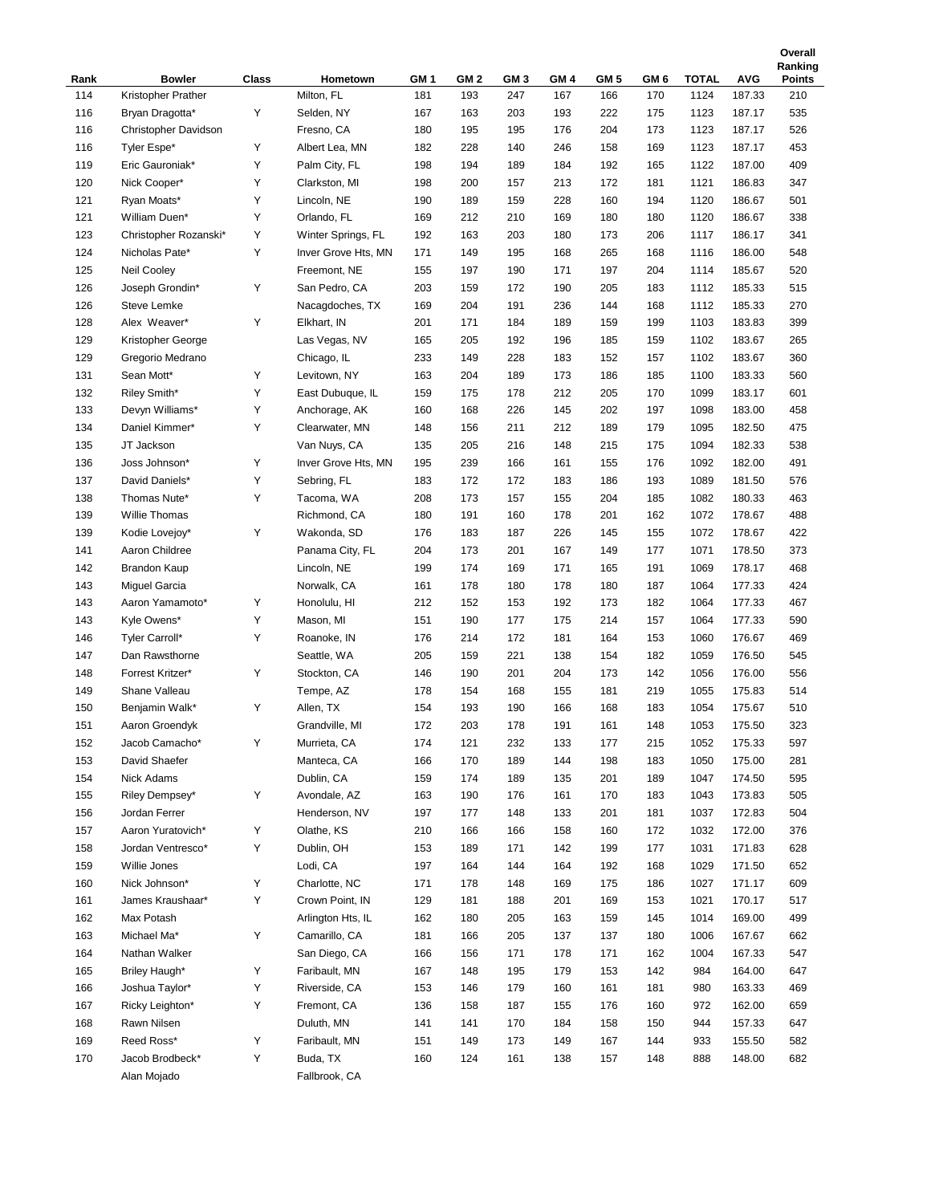| Rank | Bowler | Class | Hometown | GM 1 | GM 2 | GM 3 | GM 4 | GM 5 | GM 6 | TOTAL | AVG | Overall Ranking Points |
|---|---|---|---|---|---|---|---|---|---|---|---|---|
| 114 | Kristopher Prather | | Milton, FL | 181 | 193 | 247 | 167 | 166 | 170 | 1124 | 187.33 | 210 |
| 116 | Bryan Dragotta* | Y | Selden, NY | 167 | 163 | 203 | 193 | 222 | 175 | 1123 | 187.17 | 535 |
| 116 | Christopher Davidson | | Fresno, CA | 180 | 195 | 195 | 176 | 204 | 173 | 1123 | 187.17 | 526 |
| 116 | Tyler Espe* | Y | Albert Lea, MN | 182 | 228 | 140 | 246 | 158 | 169 | 1123 | 187.17 | 453 |
| 119 | Eric Gauroniak* | Y | Palm City, FL | 198 | 194 | 189 | 184 | 192 | 165 | 1122 | 187.00 | 409 |
| 120 | Nick Cooper* | Y | Clarkston, MI | 198 | 200 | 157 | 213 | 172 | 181 | 1121 | 186.83 | 347 |
| 121 | Ryan Moats* | Y | Lincoln, NE | 190 | 189 | 159 | 228 | 160 | 194 | 1120 | 186.67 | 501 |
| 121 | William Duen* | Y | Orlando, FL | 169 | 212 | 210 | 169 | 180 | 180 | 1120 | 186.67 | 338 |
| 123 | Christopher Rozanski* | Y | Winter Springs, FL | 192 | 163 | 203 | 180 | 173 | 206 | 1117 | 186.17 | 341 |
| 124 | Nicholas Pate* | Y | Inver Grove Hts, MN | 171 | 149 | 195 | 168 | 265 | 168 | 1116 | 186.00 | 548 |
| 125 | Neil Cooley | | Freemont, NE | 155 | 197 | 190 | 171 | 197 | 204 | 1114 | 185.67 | 520 |
| 126 | Joseph Grondin* | Y | San Pedro, CA | 203 | 159 | 172 | 190 | 205 | 183 | 1112 | 185.33 | 515 |
| 126 | Steve Lemke | | Nacagdoches, TX | 169 | 204 | 191 | 236 | 144 | 168 | 1112 | 185.33 | 270 |
| 128 | Alex Weaver* | Y | Elkhart, IN | 201 | 171 | 184 | 189 | 159 | 199 | 1103 | 183.83 | 399 |
| 129 | Kristopher George | | Las Vegas, NV | 165 | 205 | 192 | 196 | 185 | 159 | 1102 | 183.67 | 265 |
| 129 | Gregorio Medrano | | Chicago, IL | 233 | 149 | 228 | 183 | 152 | 157 | 1102 | 183.67 | 360 |
| 131 | Sean Mott* | Y | Levitown, NY | 163 | 204 | 189 | 173 | 186 | 185 | 1100 | 183.33 | 560 |
| 132 | Riley Smith* | Y | East Dubuque, IL | 159 | 175 | 178 | 212 | 205 | 170 | 1099 | 183.17 | 601 |
| 133 | Devyn Williams* | Y | Anchorage, AK | 160 | 168 | 226 | 145 | 202 | 197 | 1098 | 183.00 | 458 |
| 134 | Daniel Kimmer* | Y | Clearwater, MN | 148 | 156 | 211 | 212 | 189 | 179 | 1095 | 182.50 | 475 |
| 135 | JT Jackson | | Van Nuys, CA | 135 | 205 | 216 | 148 | 215 | 175 | 1094 | 182.33 | 538 |
| 136 | Joss Johnson* | Y | Inver Grove Hts, MN | 195 | 239 | 166 | 161 | 155 | 176 | 1092 | 182.00 | 491 |
| 137 | David Daniels* | Y | Sebring, FL | 183 | 172 | 172 | 183 | 186 | 193 | 1089 | 181.50 | 576 |
| 138 | Thomas Nute* | Y | Tacoma, WA | 208 | 173 | 157 | 155 | 204 | 185 | 1082 | 180.33 | 463 |
| 139 | Willie Thomas | | Richmond, CA | 180 | 191 | 160 | 178 | 201 | 162 | 1072 | 178.67 | 488 |
| 139 | Kodie Lovejoy* | Y | Wakonda, SD | 176 | 183 | 187 | 226 | 145 | 155 | 1072 | 178.67 | 422 |
| 141 | Aaron Childree | | Panama City, FL | 204 | 173 | 201 | 167 | 149 | 177 | 1071 | 178.50 | 373 |
| 142 | Brandon Kaup | | Lincoln, NE | 199 | 174 | 169 | 171 | 165 | 191 | 1069 | 178.17 | 468 |
| 143 | Miguel Garcia | | Norwalk, CA | 161 | 178 | 180 | 178 | 180 | 187 | 1064 | 177.33 | 424 |
| 143 | Aaron Yamamoto* | Y | Honolulu, HI | 212 | 152 | 153 | 192 | 173 | 182 | 1064 | 177.33 | 467 |
| 143 | Kyle Owens* | Y | Mason, MI | 151 | 190 | 177 | 175 | 214 | 157 | 1064 | 177.33 | 590 |
| 146 | Tyler Carroll* | Y | Roanoke, IN | 176 | 214 | 172 | 181 | 164 | 153 | 1060 | 176.67 | 469 |
| 147 | Dan Rawsthorne | | Seattle, WA | 205 | 159 | 221 | 138 | 154 | 182 | 1059 | 176.50 | 545 |
| 148 | Forrest Kritzer* | Y | Stockton, CA | 146 | 190 | 201 | 204 | 173 | 142 | 1056 | 176.00 | 556 |
| 149 | Shane Valleau | | Tempe, AZ | 178 | 154 | 168 | 155 | 181 | 219 | 1055 | 175.83 | 514 |
| 150 | Benjamin Walk* | Y | Allen, TX | 154 | 193 | 190 | 166 | 168 | 183 | 1054 | 175.67 | 510 |
| 151 | Aaron Groendyk | | Grandville, MI | 172 | 203 | 178 | 191 | 161 | 148 | 1053 | 175.50 | 323 |
| 152 | Jacob Camacho* | Y | Murrieta, CA | 174 | 121 | 232 | 133 | 177 | 215 | 1052 | 175.33 | 597 |
| 153 | David Shaefer | | Manteca, CA | 166 | 170 | 189 | 144 | 198 | 183 | 1050 | 175.00 | 281 |
| 154 | Nick Adams | | Dublin, CA | 159 | 174 | 189 | 135 | 201 | 189 | 1047 | 174.50 | 595 |
| 155 | Riley Dempsey* | Y | Avondale, AZ | 163 | 190 | 176 | 161 | 170 | 183 | 1043 | 173.83 | 505 |
| 156 | Jordan Ferrer | | Henderson, NV | 197 | 177 | 148 | 133 | 201 | 181 | 1037 | 172.83 | 504 |
| 157 | Aaron Yuratovich* | Y | Olathe, KS | 210 | 166 | 166 | 158 | 160 | 172 | 1032 | 172.00 | 376 |
| 158 | Jordan Ventresco* | Y | Dublin, OH | 153 | 189 | 171 | 142 | 199 | 177 | 1031 | 171.83 | 628 |
| 159 | Willie Jones | | Lodi, CA | 197 | 164 | 144 | 164 | 192 | 168 | 1029 | 171.50 | 652 |
| 160 | Nick Johnson* | Y | Charlotte, NC | 171 | 178 | 148 | 169 | 175 | 186 | 1027 | 171.17 | 609 |
| 161 | James Kraushaar* | Y | Crown Point, IN | 129 | 181 | 188 | 201 | 169 | 153 | 1021 | 170.17 | 517 |
| 162 | Max Potash | | Arlington Hts, IL | 162 | 180 | 205 | 163 | 159 | 145 | 1014 | 169.00 | 499 |
| 163 | Michael Ma* | Y | Camarillo, CA | 181 | 166 | 205 | 137 | 137 | 180 | 1006 | 167.67 | 662 |
| 164 | Nathan Walker | | San Diego, CA | 166 | 156 | 171 | 178 | 171 | 162 | 1004 | 167.33 | 547 |
| 165 | Briley Haugh* | Y | Faribault, MN | 167 | 148 | 195 | 179 | 153 | 142 | 984 | 164.00 | 647 |
| 166 | Joshua Taylor* | Y | Riverside, CA | 153 | 146 | 179 | 160 | 161 | 181 | 980 | 163.33 | 469 |
| 167 | Ricky Leighton* | Y | Fremont, CA | 136 | 158 | 187 | 155 | 176 | 160 | 972 | 162.00 | 659 |
| 168 | Rawn Nilsen | | Duluth, MN | 141 | 141 | 170 | 184 | 158 | 150 | 944 | 157.33 | 647 |
| 169 | Reed Ross* | Y | Faribault, MN | 151 | 149 | 173 | 149 | 167 | 144 | 933 | 155.50 | 582 |
| 170 | Jacob Brodbeck* | Y | Buda, TX | 160 | 124 | 161 | 138 | 157 | 148 | 888 | 148.00 | 682 |
| | Alan Mojado | | Fallbrook, CA | | | | | | | | | |